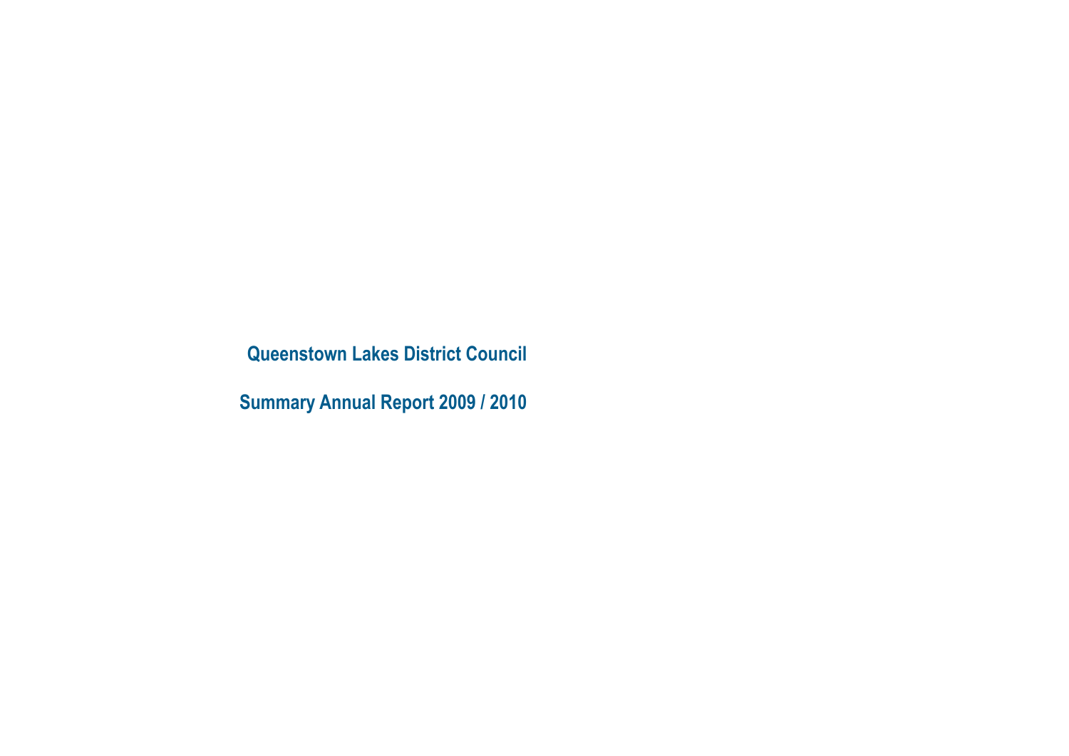# Queenstown Lakes District Council

## Summary Annual Report 2009 / 2010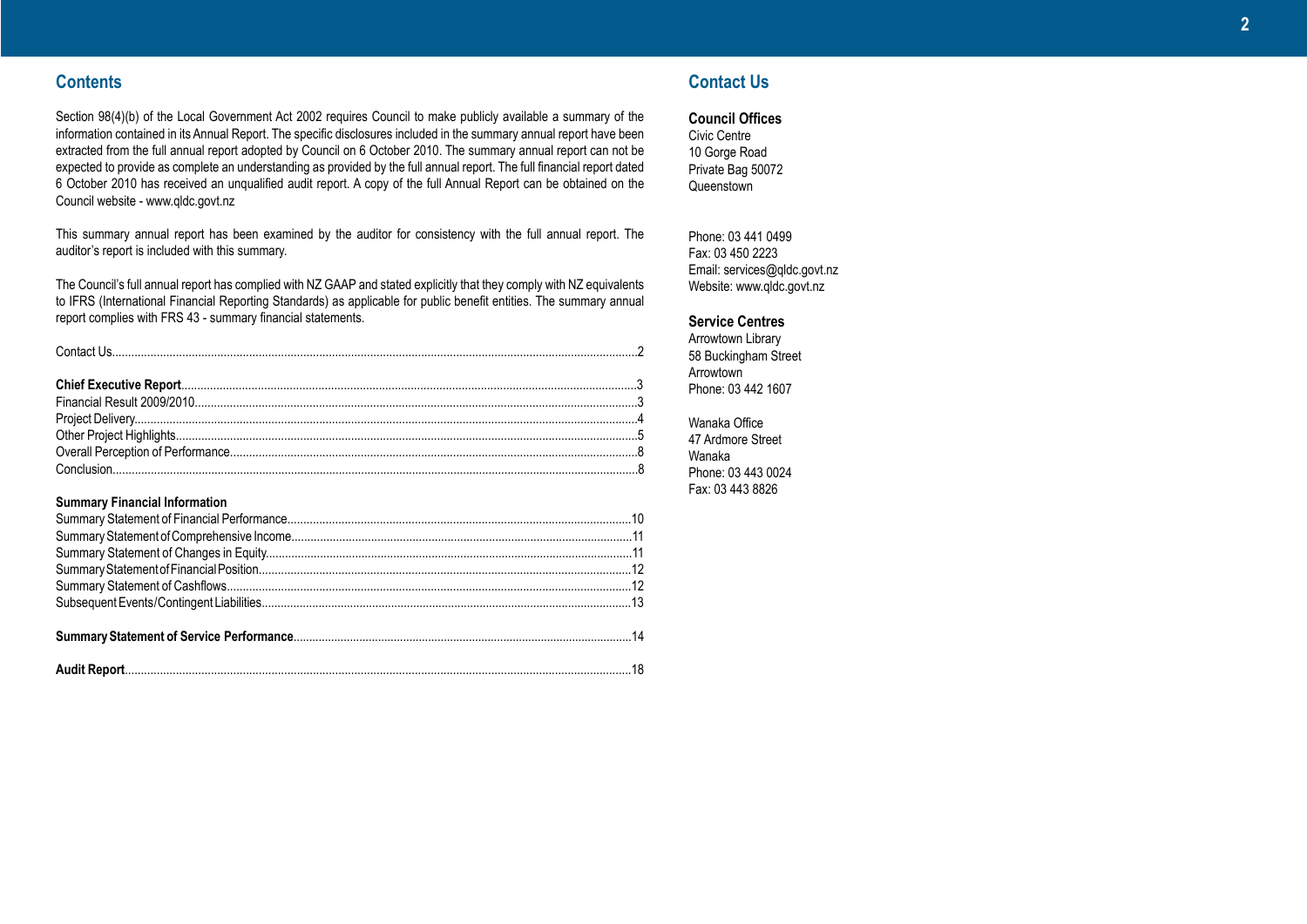## Contents

Section 98(4)(b) of the Local Government Act 2002 requires Council to make publicly available a summary of the information contained in its Annual Report. The specific disclosures included in the summary annual report have been extracted from the full annual report adopted by Council on 6 October 2010. The summary annual report can not be expected to provide as complete an understanding as provided by the full annual report. The full financial report dated 6 October 2010 has received an unqualified audit report. A copy of the full Annual Report can be obtained on the Council website - www.qldc.govt.nz

This summary annual report has been examined by the auditor for consistency with the full annual report. The auditor's report is included with this summary.

The Council's full annual report has complied with NZ GAAP and stated explicitly that they comply with NZ equivalents to IFRS (International Financial Reporting Standards) as applicable for public benefit entities. The summary annual report complies with FRS 43 - summary financial statements.

Contact Us....................2

**Chief Executive Report**....................3
Financial Result 2009/2010....................3
Project Delivery....................4
Other Project Highlights....................5
Overall Perception of Performance....................8
Conclusion....................8

**Summary Financial Information**
Summary Statement of Financial Performance....................10
Summary Statement of Comprehensive Income....................11
Summary Statement of Changes in Equity....................11
Summary Statement of Financial Position....................12
Summary Statement of Cashflows....................12
Subsequent Events/Contingent Liabilities....................13

**Summary Statement of Service Performance**....................14

**Audit Report**....................18

## Contact Us

### Council Offices

Civic Centre
10 Gorge Road
Private Bag 50072
Queenstown

Phone: 03 441 0499
Fax: 03 450 2223
Email: services@qldc.govt.nz
Website: www.qldc.govt.nz

### Service Centres

Arrowtown Library
58 Buckingham Street
Arrowtown
Phone: 03 442 1607

Wanaka Office
47 Ardmore Street
Wanaka
Phone: 03 443 0024
Fax: 03 443 8826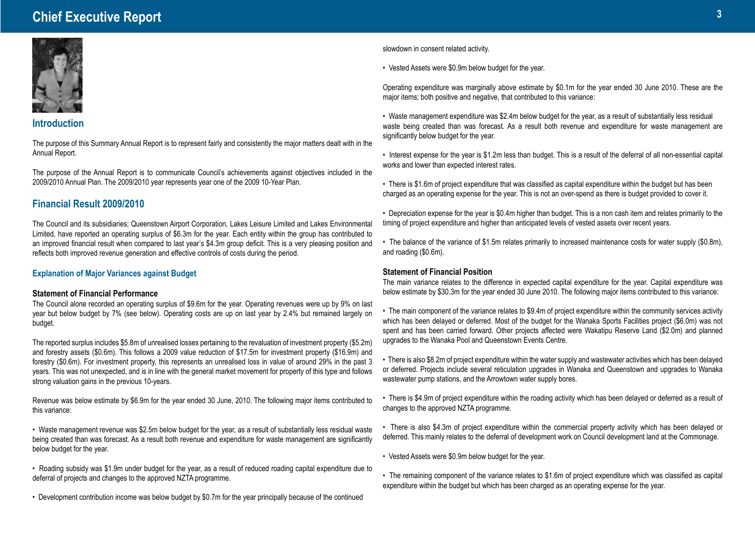# Chief Executive Report

## Introduction

The purpose of this Summary Annual Report is to represent fairly and consistently the major matters dealt with in the Annual Report.

The purpose of the Annual Report is to communicate Council's achievements against objectives included in the 2009/2010 Annual Plan. The 2009/2010 year represents year one of the 2009 10-Year Plan.

## Financial Result 2009/2010

The Council and its subsidiaries; Queenstown Airport Corporation, Lakes Leisure Limited and Lakes Environmental Limited, have reported an operating surplus of $6.3m for the year. Each entity within the group has contributed to an improved financial result when compared to last year's $4.3m group deficit. This is a very pleasing position and reflects both improved revenue generation and effective controls of costs during the period.

### Explanation of Major Variances against Budget

#### Statement of Financial Performance

The Council alone recorded an operating surplus of $9.6m for the year. Operating revenues were up by 9% on last year but below budget by 7% (see below). Operating costs are up on last year by 2.4% but remained largely on budget.

The reported surplus includes $5.8m of unrealised losses pertaining to the revaluation of investment property ($5.2m) and forestry assets ($0.6m). This follows a 2009 value reduction of $17.5m for investment property ($16.9m) and forestry ($0.6m). For investment property, this represents an unrealised loss in value of around 29% in the past 3 years. This was not unexpected, and is in line with the general market movement for property of this type and follows strong valuation gains in the previous 10-years.

Revenue was below estimate by $6.9m for the year ended 30 June, 2010. The following major items contributed to this variance:

- Waste management revenue was $2.5m below budget for the year, as a result of substantially less residual waste being created than was forecast. As a result both revenue and expenditure for waste management are significantly below budget for the year.
- Roading subsidy was $1.9m under budget for the year, as a result of reduced roading capital expenditure due to deferral of projects and changes to the approved NZTA programme.
- Development contribution income was below budget by $0.7m for the year principally because of the continued slowdown in consent related activity.
- Vested Assets were $0.9m below budget for the year.

Operating expenditure was marginally above estimate by $0.1m for the year ended 30 June 2010. These are the major items; both positive and negative, that contributed to this variance:

- Waste management expenditure was $2.4m below budget for the year, as a result of substantially less residual waste being created than was forecast. As a result both revenue and expenditure for waste management are significantly below budget for the year.
- Interest expense for the year is $1.2m less than budget. This is a result of the deferral of all non-essential capital works and lower than expected interest rates.
- There is $1.6m of project expenditure that was classified as capital expenditure within the budget but has been charged as an operating expense for the year. This is not an over-spend as there is budget provided to cover it.
- Depreciation expense for the year is $0.4m higher than budget. This is a non cash item and relates primarily to the timing of project expenditure and higher than anticipated levels of vested assets over recent years.
- The balance of the variance of $1.5m relates primarily to increased maintenance costs for water supply ($0.8m), and roading ($0.6m).

#### Statement of Financial Position

The main variance relates to the difference in expected capital expenditure for the year. Capital expenditure was below estimate by $30.3m for the year ended 30 June 2010. The following major items contributed to this variance:

- The main component of the variance relates to $9.4m of project expenditure within the community services activity which has been delayed or deferred. Most of the budget for the Wanaka Sports Facilities project ($6.0m) was not spent and has been carried forward. Other projects affected were Wakatipu Reserve Land ($2.0m) and planned upgrades to the Wanaka Pool and Queenstown Events Centre.
- There is also $8.2m of project expenditure within the water supply and wastewater activities which has been delayed or deferred. Projects include several reticulation upgrades in Wanaka and Queenstown and upgrades to Wanaka wastewater pump stations, and the Arrowtown water supply bores.
- There is $4.9m of project expenditure within the roading activity which has been delayed or deferred as a result of changes to the approved NZTA programme.
- There is also $4.3m of project expenditure within the commercial property activity which has been delayed or deferred. This mainly relates to the deferral of development work on Council development land at the Commonage.
- Vested Assets were $0.9m below budget for the year.
- The remaining component of the variance relates to $1.6m of project expenditure which was classified as capital expenditure within the budget but which has been charged as an operating expense for the year.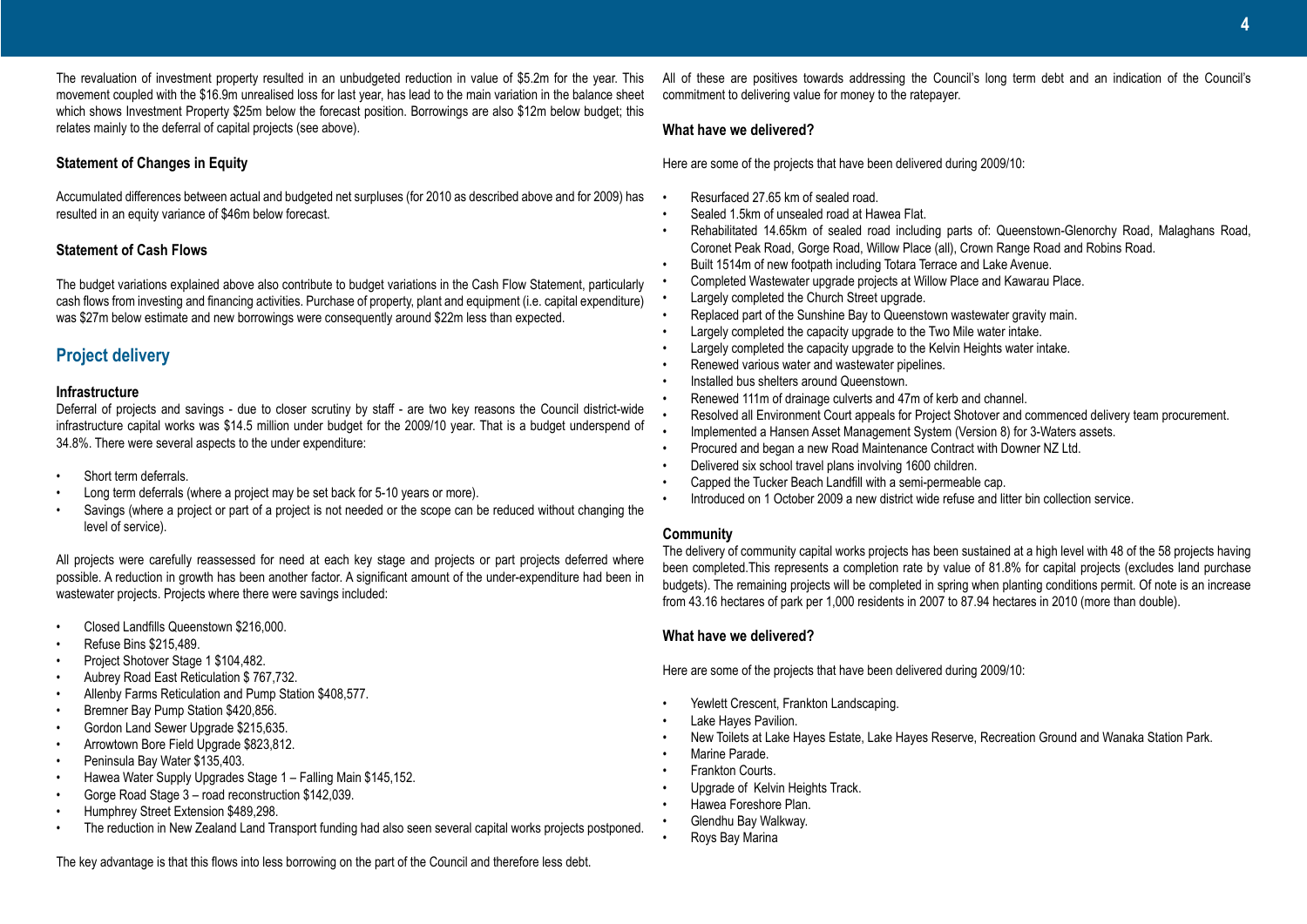The revaluation of investment property resulted in an unbudgeted reduction in value of $5.2m for the year. This movement coupled with the $16.9m unrealised loss for last year, has lead to the main variation in the balance sheet which shows Investment Property $25m below the forecast position. Borrowings are also $12m below budget; this relates mainly to the deferral of capital projects (see above).

### Statement of Changes in Equity

Accumulated differences between actual and budgeted net surpluses (for 2010 as described above and for 2009) has resulted in an equity variance of $46m below forecast.

### Statement of Cash Flows

The budget variations explained above also contribute to budget variations in the Cash Flow Statement, particularly cash flows from investing and financing activities. Purchase of property, plant and equipment (i.e. capital expenditure) was $27m below estimate and new borrowings were consequently around $22m less than expected.

## Project delivery

### Infrastructure

Deferral of projects and savings - due to closer scrutiny by staff - are two key reasons the Council district-wide infrastructure capital works was $14.5 million under budget for the 2009/10 year. That is a budget underspend of 34.8%. There were several aspects to the under expenditure:

- Short term deferrals.
- Long term deferrals (where a project may be set back for 5-10 years or more).
- Savings (where a project or part of a project is not needed or the scope can be reduced without changing the level of service).

All projects were carefully reassessed for need at each key stage and projects or part projects deferred where possible. A reduction in growth has been another factor. A significant amount of the under-expenditure had been in wastewater projects. Projects where there were savings included:

- Closed Landfills Queenstown $216,000.
- Refuse Bins $215,489.
- Project Shotover Stage 1 $104,482.
- Aubrey Road East Reticulation $ 767,732.
- Allenby Farms Reticulation and Pump Station $408,577.
- Bremner Bay Pump Station $420,856.
- Gordon Land Sewer Upgrade $215,635.
- Arrowtown Bore Field Upgrade $823,812.
- Peninsula Bay Water $135,403.
- Hawea Water Supply Upgrades Stage 1 – Falling Main $145,152.
- Gorge Road Stage 3 – road reconstruction $142,039.
- Humphrey Street Extension $489,298.
- The reduction in New Zealand Land Transport funding had also seen several capital works projects postponed.

The key advantage is that this flows into less borrowing on the part of the Council and therefore less debt.

All of these are positives towards addressing the Council's long term debt and an indication of the Council's commitment to delivering value for money to the ratepayer.

### What have we delivered?

Here are some of the projects that have been delivered during 2009/10:

- Resurfaced 27.65 km of sealed road.
- Sealed 1.5km of unsealed road at Hawea Flat.
- Rehabilitated 14.65km of sealed road including parts of: Queenstown-Glenorchy Road, Malaghans Road, Coronet Peak Road, Gorge Road, Willow Place (all), Crown Range Road and Robins Road.
- Built 1514m of new footpath including Totara Terrace and Lake Avenue.
- Completed Wastewater upgrade projects at Willow Place and Kawarau Place.
- Largely completed the Church Street upgrade.
- Replaced part of the Sunshine Bay to Queenstown wastewater gravity main.
- Largely completed the capacity upgrade to the Two Mile water intake.
- Largely completed the capacity upgrade to the Kelvin Heights water intake.
- Renewed various water and wastewater pipelines.
- Installed bus shelters around Queenstown.
- Renewed 111m of drainage culverts and 47m of kerb and channel.
- Resolved all Environment Court appeals for Project Shotover and commenced delivery team procurement.
- Implemented a Hansen Asset Management System (Version 8) for 3-Waters assets.
- Procured and began a new Road Maintenance Contract with Downer NZ Ltd.
- Delivered six school travel plans involving 1600 children.
- Capped the Tucker Beach Landfill with a semi-permeable cap.
- Introduced on 1 October 2009 a new district wide refuse and litter bin collection service.

### Community

The delivery of community capital works projects has been sustained at a high level with 48 of the 58 projects having been completed.This represents a completion rate by value of 81.8% for capital projects (excludes land purchase budgets). The remaining projects will be completed in spring when planting conditions permit. Of note is an increase from 43.16 hectares of park per 1,000 residents in 2007 to 87.94 hectares in 2010 (more than double).

### What have we delivered?

Here are some of the projects that have been delivered during 2009/10:

- Yewlett Crescent, Frankton Landscaping.
- Lake Hayes Pavilion.
- New Toilets at Lake Hayes Estate, Lake Hayes Reserve, Recreation Ground and Wanaka Station Park.
- Marine Parade.
- Frankton Courts.
- Upgrade of Kelvin Heights Track.
- Hawea Foreshore Plan.
- Glendhu Bay Walkway.
- Roys Bay Marina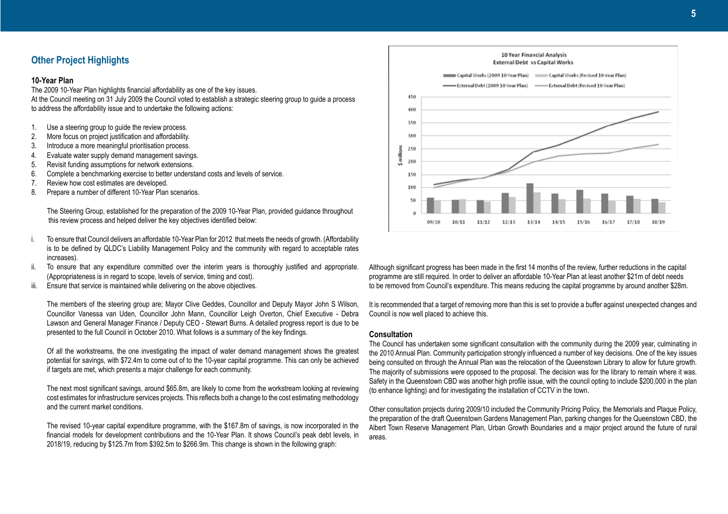## Other Project Highlights

### 10-Year Plan

The 2009 10-Year Plan highlights financial affordability as one of the key issues.
At the Council meeting on 31 July 2009 the Council voted to establish a strategic steering group to guide a process to address the affordability issue and to undertake the following actions:

1. Use a steering group to guide the review process.
2. More focus on project justification and affordability.
3. Introduce a more meaningful prioritisation process.
4. Evaluate water supply demand management savings.
5. Revisit funding assumptions for network extensions.
6. Complete a benchmarking exercise to better understand costs and levels of service.
7. Review how cost estimates are developed.
8. Prepare a number of different 10-Year Plan scenarios.

The Steering Group, established for the preparation of the 2009 10-Year Plan, provided guidance throughout this review process and helped deliver the key objectives identified below:

i. To ensure that Council delivers an affordable 10-Year Plan for 2012 that meets the needs of growth. (Affordability is to be defined by QLDC's Liability Management Policy and the community with regard to acceptable rates increases).
ii. To ensure that any expenditure committed over the interim years is thoroughly justified and appropriate. (Appropriateness is in regard to scope, levels of service, timing and cost).
iii. Ensure that service is maintained while delivering on the above objectives.

The members of the steering group are; Mayor Clive Geddes, Councillor and Deputy Mayor John S Wilson, Councillor Vanessa van Uden, Councillor John Mann, Councillor Leigh Overton, Chief Executive - Debra Lawson and General Manager Finance / Deputy CEO - Stewart Burns. A detailed progress report is due to be presented to the full Council in October 2010. What follows is a summary of the key findings.

Of all the workstreams, the one investigating the impact of water demand management shows the greatest potential for savings, with $72.4m to come out of to the 10-year capital programme. This can only be achieved if targets are met, which presents a major challenge for each community.

The next most significant savings, around $65.8m, are likely to come from the workstream looking at reviewing cost estimates for infrastructure services projects. This reflects both a change to the cost estimating methodology and the current market conditions.

The revised 10-year capital expenditure programme, with the $167.8m of savings, is now incorporated in the financial models for development contributions and the 10-Year Plan. It shows Council's peak debt levels, in 2018/19, reducing by $125.7m from $392.5m to $266.9m. This change is shown in the following graph:

**10 Year Financial Analysis**
**External Debt vs Capital Works**

Legend: Capital Works (2009 10-Year Plan); Capital Works (Revised 10-Year Plan); External Debt (2009 10-Year Plan); External Debt (Revised 10-Year Plan)

Y-axis: $ millions (0–450). X-axis: 09/10, 10/11, 11/12, 12/13, 13/14, 14/15, 15/16, 16/17, 17/18, 18/19

Although significant progress has been made in the first 14 months of the review, further reductions in the capital programme are still required. In order to deliver an affordable 10-Year Plan at least another $21m of debt needs to be removed from Council's expenditure. This means reducing the capital programme by around another $28m.

It is recommended that a target of removing more than this is set to provide a buffer against unexpected changes and Council is now well placed to achieve this.

### Consultation

The Council has undertaken some significant consultation with the community during the 2009 year, culminating in the 2010 Annual Plan. Community participation strongly influenced a number of key decisions. One of the key issues being consulted on through the Annual Plan was the relocation of the Queenstown Library to allow for future growth. The majority of submissions were opposed to the proposal. The decision was for the library to remain where it was. Safety in the Queenstown CBD was another high profile issue, with the council opting to include $200,000 in the plan (to enhance lighting) and for investigating the installation of CCTV in the town.

Other consultation projects during 2009/10 included the Community Pricing Policy, the Memorials and Plaque Policy, the preparation of the draft Queenstown Gardens Management Plan, parking changes for the Queenstown CBD, the Albert Town Reserve Management Plan, Urban Growth Boundaries and a major project around the future of rural areas.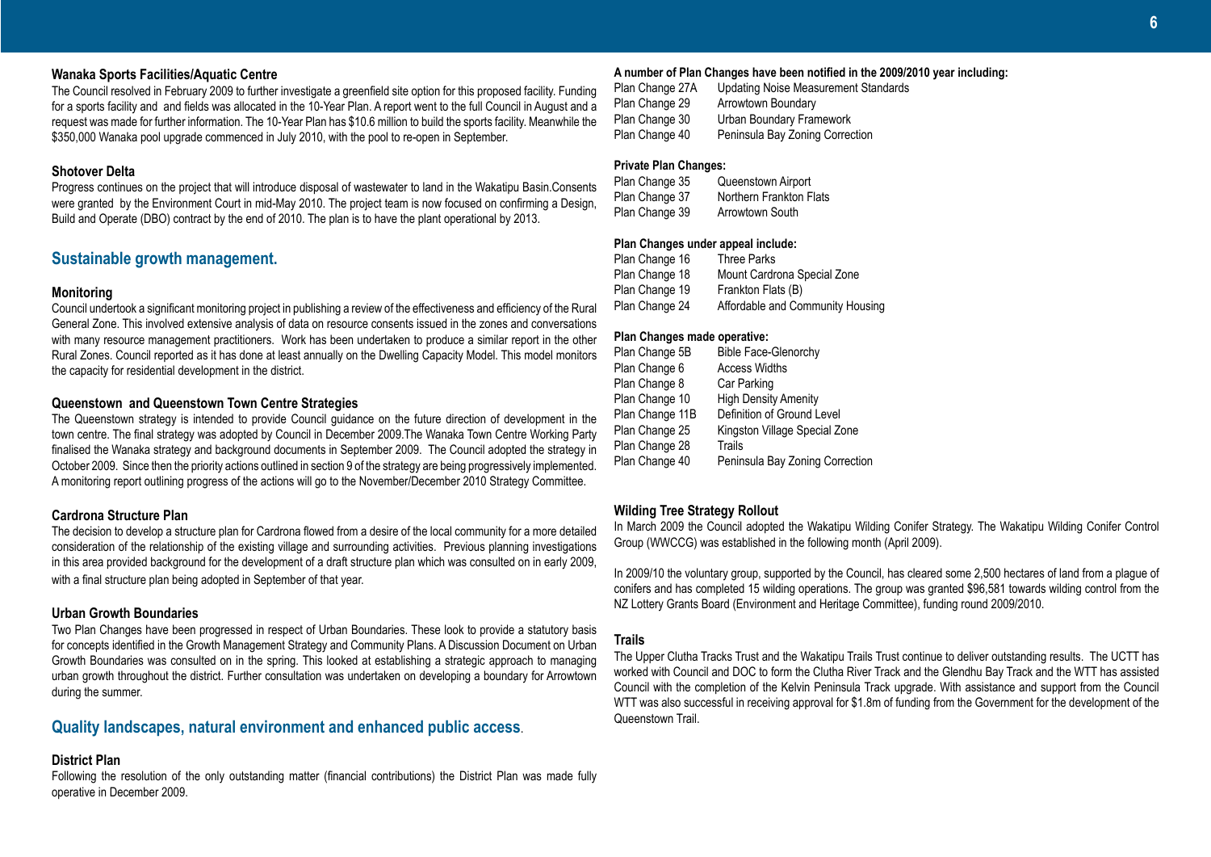### Wanaka Sports Facilities/Aquatic Centre

The Council resolved in February 2009 to further investigate a greenfield site option for this proposed facility. Funding for a sports facility and and fields was allocated in the 10-Year Plan. A report went to the full Council in August and a request was made for further information. The 10-Year Plan has $10.6 million to build the sports facility. Meanwhile the $350,000 Wanaka pool upgrade commenced in July 2010, with the pool to re-open in September.

### Shotover Delta

Progress continues on the project that will introduce disposal of wastewater to land in the Wakatipu Basin.Consents were granted by the Environment Court in mid-May 2010. The project team is now focused on confirming a Design, Build and Operate (DBO) contract by the end of 2010. The plan is to have the plant operational by 2013.

## Sustainable growth management.

### Monitoring

Council undertook a significant monitoring project in publishing a review of the effectiveness and efficiency of the Rural General Zone. This involved extensive analysis of data on resource consents issued in the zones and conversations with many resource management practitioners. Work has been undertaken to produce a similar report in the other Rural Zones. Council reported as it has done at least annually on the Dwelling Capacity Model. This model monitors the capacity for residential development in the district.

### Queenstown and Queenstown Town Centre Strategies

The Queenstown strategy is intended to provide Council guidance on the future direction of development in the town centre. The final strategy was adopted by Council in December 2009.The Wanaka Town Centre Working Party finalised the Wanaka strategy and background documents in September 2009. The Council adopted the strategy in October 2009. Since then the priority actions outlined in section 9 of the strategy are being progressively implemented. A monitoring report outlining progress of the actions will go to the November/December 2010 Strategy Committee.

### Cardrona Structure Plan

The decision to develop a structure plan for Cardrona flowed from a desire of the local community for a more detailed consideration of the relationship of the existing village and surrounding activities. Previous planning investigations in this area provided background for the development of a draft structure plan which was consulted on in early 2009, with a final structure plan being adopted in September of that year.

### Urban Growth Boundaries

Two Plan Changes have been progressed in respect of Urban Boundaries. These look to provide a statutory basis for concepts identified in the Growth Management Strategy and Community Plans. A Discussion Document on Urban Growth Boundaries was consulted on in the spring. This looked at establishing a strategic approach to managing urban growth throughout the district. Further consultation was undertaken on developing a boundary for Arrowtown during the summer.

## Quality landscapes, natural environment and enhanced public access.

### District Plan

Following the resolution of the only outstanding matter (financial contributions) the District Plan was made fully operative in December 2009.

**A number of Plan Changes have been notified in the 2009/2010 year including:**

| | |
|---|---|
| Plan Change 27A | Updating Noise Measurement Standards |
| Plan Change 29 | Arrowtown Boundary |
| Plan Change 30 | Urban Boundary Framework |
| Plan Change 40 | Peninsula Bay Zoning Correction |

**Private Plan Changes:**

| | |
|---|---|
| Plan Change 35 | Queenstown Airport |
| Plan Change 37 | Northern Frankton Flats |
| Plan Change 39 | Arrowtown South |

**Plan Changes under appeal include:**

| | |
|---|---|
| Plan Change 16 | Three Parks |
| Plan Change 18 | Mount Cardrona Special Zone |
| Plan Change 19 | Frankton Flats (B) |
| Plan Change 24 | Affordable and Community Housing |

**Plan Changes made operative:**

| | |
|---|---|
| Plan Change 5B | Bible Face-Glenorchy |
| Plan Change 6 | Access Widths |
| Plan Change 8 | Car Parking |
| Plan Change 10 | High Density Amenity |
| Plan Change 11B | Definition of Ground Level |
| Plan Change 25 | Kingston Village Special Zone |
| Plan Change 28 | Trails |
| Plan Change 40 | Peninsula Bay Zoning Correction |

### Wilding Tree Strategy Rollout

In March 2009 the Council adopted the Wakatipu Wilding Conifer Strategy. The Wakatipu Wilding Conifer Control Group (WWCCG) was established in the following month (April 2009).

In 2009/10 the voluntary group, supported by the Council, has cleared some 2,500 hectares of land from a plague of conifers and has completed 15 wilding operations. The group was granted $96,581 towards wilding control from the NZ Lottery Grants Board (Environment and Heritage Committee), funding round 2009/2010.

### Trails

The Upper Clutha Tracks Trust and the Wakatipu Trails Trust continue to deliver outstanding results. The UCTT has worked with Council and DOC to form the Clutha River Track and the Glendhu Bay Track and the WTT has assisted Council with the completion of the Kelvin Peninsula Track upgrade. With assistance and support from the Council WTT was also successful in receiving approval for $1.8m of funding from the Government for the development of the Queenstown Trail.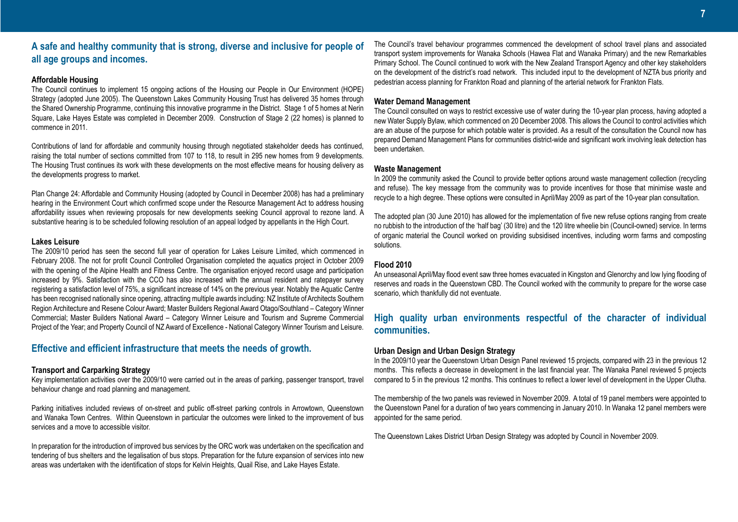## A safe and healthy community that is strong, diverse and inclusive for people of all age groups and incomes.

### Affordable Housing

The Council continues to implement 15 ongoing actions of the Housing our People in Our Environment (HOPE) Strategy (adopted June 2005). The Queenstown Lakes Community Housing Trust has delivered 35 homes through the Shared Ownership Programme, continuing this innovative programme in the District. Stage 1 of 5 homes at Nerin Square, Lake Hayes Estate was completed in December 2009. Construction of Stage 2 (22 homes) is planned to commence in 2011.

Contributions of land for affordable and community housing through negotiated stakeholder deeds has continued, raising the total number of sections committed from 107 to 118, to result in 295 new homes from 9 developments. The Housing Trust continues its work with these developments on the most effective means for housing delivery as the developments progress to market.

Plan Change 24: Affordable and Community Housing (adopted by Council in December 2008) has had a preliminary hearing in the Environment Court which confirmed scope under the Resource Management Act to address housing affordability issues when reviewing proposals for new developments seeking Council approval to rezone land. A substantive hearing is to be scheduled following resolution of an appeal lodged by appellants in the High Court.

### Lakes Leisure

The 2009/10 period has seen the second full year of operation for Lakes Leisure Limited, which commenced in February 2008. The not for profit Council Controlled Organisation completed the aquatics project in October 2009 with the opening of the Alpine Health and Fitness Centre. The organisation enjoyed record usage and participation increased by 9%. Satisfaction with the CCO has also increased with the annual resident and ratepayer survey registering a satisfaction level of 75%, a significant increase of 14% on the previous year. Notably the Aquatic Centre has been recognised nationally since opening, attracting multiple awards including: NZ Institute of Architects Southern Region Architecture and Resene Colour Award; Master Builders Regional Award Otago/Southland – Category Winner Commercial; Master Builders National Award – Category Winner Leisure and Tourism and Supreme Commercial Project of the Year; and Property Council of NZ Award of Excellence - National Category Winner Tourism and Leisure.

## Effective and efficient infrastructure that meets the needs of growth.

### Transport and Carparking Strategy

Key implementation activities over the 2009/10 were carried out in the areas of parking, passenger transport, travel behaviour change and road planning and management.

Parking initiatives included reviews of on-street and public off-street parking controls in Arrowtown, Queenstown and Wanaka Town Centres. Within Queenstown in particular the outcomes were linked to the improvement of bus services and a move to accessible visitor.

In preparation for the introduction of improved bus services by the ORC work was undertaken on the specification and tendering of bus shelters and the legalisation of bus stops. Preparation for the future expansion of services into new areas was undertaken with the identification of stops for Kelvin Heights, Quail Rise, and Lake Hayes Estate.

The Council's travel behaviour programmes commenced the development of school travel plans and associated transport system improvements for Wanaka Schools (Hawea Flat and Wanaka Primary) and the new Remarkables Primary School. The Council continued to work with the New Zealand Transport Agency and other key stakeholders on the development of the district's road network. This included input to the development of NZTA bus priority and pedestrian access planning for Frankton Road and planning of the arterial network for Frankton Flats.

### Water Demand Management

The Council consulted on ways to restrict excessive use of water during the 10-year plan process, having adopted a new Water Supply Bylaw, which commenced on 20 December 2008. This allows the Council to control activities which are an abuse of the purpose for which potable water is provided. As a result of the consultation the Council now has prepared Demand Management Plans for communities district-wide and significant work involving leak detection has been undertaken.

### Waste Management

In 2009 the community asked the Council to provide better options around waste management collection (recycling and refuse). The key message from the community was to provide incentives for those that minimise waste and recycle to a high degree. These options were consulted in April/May 2009 as part of the 10-year plan consultation.

The adopted plan (30 June 2010) has allowed for the implementation of five new refuse options ranging from create no rubbish to the introduction of the 'half bag' (30 litre) and the 120 litre wheelie bin (Council-owned) service. In terms of organic material the Council worked on providing subsidised incentives, including worm farms and composting solutions.

### Flood 2010

An unseasonal April/May flood event saw three homes evacuated in Kingston and Glenorchy and low lying flooding of reserves and roads in the Queenstown CBD. The Council worked with the community to prepare for the worse case scenario, which thankfully did not eventuate.

## High quality urban environments respectful of the character of individual communities.

### Urban Design and Urban Design Strategy

In the 2009/10 year the Queenstown Urban Design Panel reviewed 15 projects, compared with 23 in the previous 12 months. This reflects a decrease in development in the last financial year. The Wanaka Panel reviewed 5 projects compared to 5 in the previous 12 months. This continues to reflect a lower level of development in the Upper Clutha.

The membership of the two panels was reviewed in November 2009. A total of 19 panel members were appointed to the Queenstown Panel for a duration of two years commencing in January 2010. In Wanaka 12 panel members were appointed for the same period.

The Queenstown Lakes District Urban Design Strategy was adopted by Council in November 2009.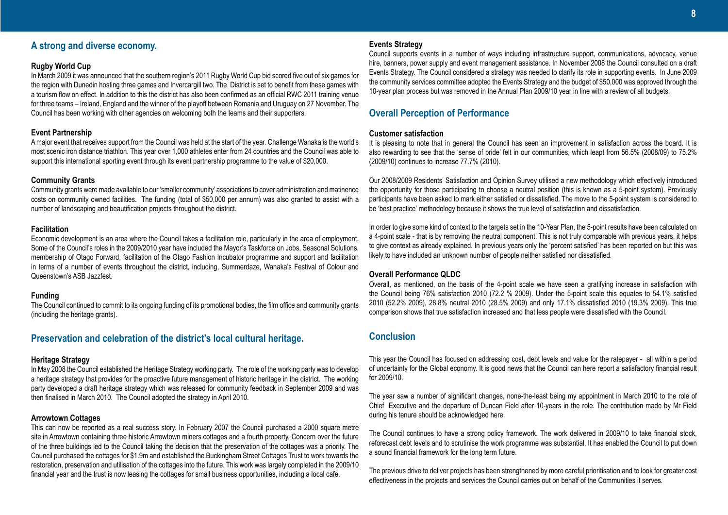## A strong and diverse economy.

### Rugby World Cup

In March 2009 it was announced that the southern region's 2011 Rugby World Cup bid scored five out of six games for the region with Dunedin hosting three games and Invercargill two. The District is set to benefit from these games with a tourism flow on effect. In addition to this the district has also been confirmed as an official RWC 2011 training venue for three teams – Ireland, England and the winner of the playoff between Romania and Uruguay on 27 November. The Council has been working with other agencies on welcoming both the teams and their supporters.

### Event Partnership

A major event that receives support from the Council was held at the start of the year. Challenge Wanaka is the world's most scenic iron distance triathlon. This year over 1,000 athletes enter from 24 countries and the Council was able to support this international sporting event through its event partnership programme to the value of $20,000.

### Community Grants

Community grants were made available to our 'smaller community' associations to cover administration and matinence costs on community owned facilities. The funding (total of $50,000 per annum) was also granted to assist with a number of landscaping and beautification projects throughout the district.

### Facilitation

Economic development is an area where the Council takes a facilitation role, particularly in the area of employment. Some of the Council's roles in the 2009/2010 year have included the Mayor's Taskforce on Jobs, Seasonal Solutions, membership of Otago Forward, facilitation of the Otago Fashion Incubator programme and support and facilitation in terms of a number of events throughout the district, including, Summerdaze, Wanaka's Festival of Colour and Queenstown's ASB Jazzfest.

### Funding

The Council continued to commit to its ongoing funding of its promotional bodies, the film office and community grants (including the heritage grants).

## Preservation and celebration of the district's local cultural heritage.

### Heritage Strategy

In May 2008 the Council established the Heritage Strategy working party. The role of the working party was to develop a heritage strategy that provides for the proactive future management of historic heritage in the district. The working party developed a draft heritage strategy which was released for community feedback in September 2009 and was then finalised in March 2010. The Council adopted the strategy in April 2010.

### Arrowtown Cottages

This can now be reported as a real success story. In February 2007 the Council purchased a 2000 square metre site in Arrowtown containing three historic Arrowtown miners cottages and a fourth property. Concern over the future of the three buildings led to the Council taking the decision that the preservation of the cottages was a priority. The Council purchased the cottages for $1.9m and established the Buckingham Street Cottages Trust to work towards the restoration, preservation and utilisation of the cottages into the future. This work was largely completed in the 2009/10 financial year and the trust is now leasing the cottages for small business opportunities, including a local cafe.

### Events Strategy

Council supports events in a number of ways including infrastructure support, communications, advocacy, venue hire, banners, power supply and event management assistance. In November 2008 the Council consulted on a draft Events Strategy. The Council considered a strategy was needed to clarify its role in supporting events. In June 2009 the community services committee adopted the Events Strategy and the budget of $50,000 was approved through the 10-year plan process but was removed in the Annual Plan 2009/10 year in line with a review of all budgets.

## Overall Perception of Performance

### Customer satisfaction

It is pleasing to note that in general the Council has seen an improvement in satisfaction across the board. It is also rewarding to see that the 'sense of pride' felt in our communities, which leapt from 56.5% (2008/09) to 75.2% (2009/10) continues to increase 77.7% (2010).

Our 2008/2009 Residents' Satisfaction and Opinion Survey utilised a new methodology which effectively introduced the opportunity for those participating to choose a neutral position (this is known as a 5-point system). Previously participants have been asked to mark either satisfied or dissatisfied. The move to the 5-point system is considered to be 'best practice' methodology because it shows the true level of satisfaction and dissatisfaction.

In order to give some kind of context to the targets set in the 10-Year Plan, the 5-point results have been calculated on a 4-point scale - that is by removing the neutral component. This is not truly comparable with previous years, it helps to give context as already explained. In previous years only the 'percent satisfied' has been reported on but this was likely to have included an unknown number of people neither satisfied nor dissatisfied.

### Overall Performance QLDC

Overall, as mentioned, on the basis of the 4-point scale we have seen a gratifying increase in satisfaction with the Council being 76% satisfaction 2010 (72.2 % 2009). Under the 5-point scale this equates to 54.1% satisfied 2010 (52.2% 2009), 28.8% neutral 2010 (28.5% 2009) and only 17.1% dissatisfied 2010 (19.3% 2009). This true comparison shows that true satisfaction increased and that less people were dissatisfied with the Council.

## Conclusion

This year the Council has focused on addressing cost, debt levels and value for the ratepayer - all within a period of uncertainty for the Global economy. It is good news that the Council can here report a satisfactory financial result for 2009/10.

The year saw a number of significant changes, none-the-least being my appointment in March 2010 to the role of Chief Executive and the departure of Duncan Field after 10-years in the role. The contribution made by Mr Field during his tenure should be acknowledged here.

The Council continues to have a strong policy framework. The work delivered in 2009/10 to take financial stock, reforecast debt levels and to scrutinise the work programme was substantial. It has enabled the Council to put down a sound financial framework for the long term future.

The previous drive to deliver projects has been strengthened by more careful prioritisation and to look for greater cost effectiveness in the projects and services the Council carries out on behalf of the Communities it serves.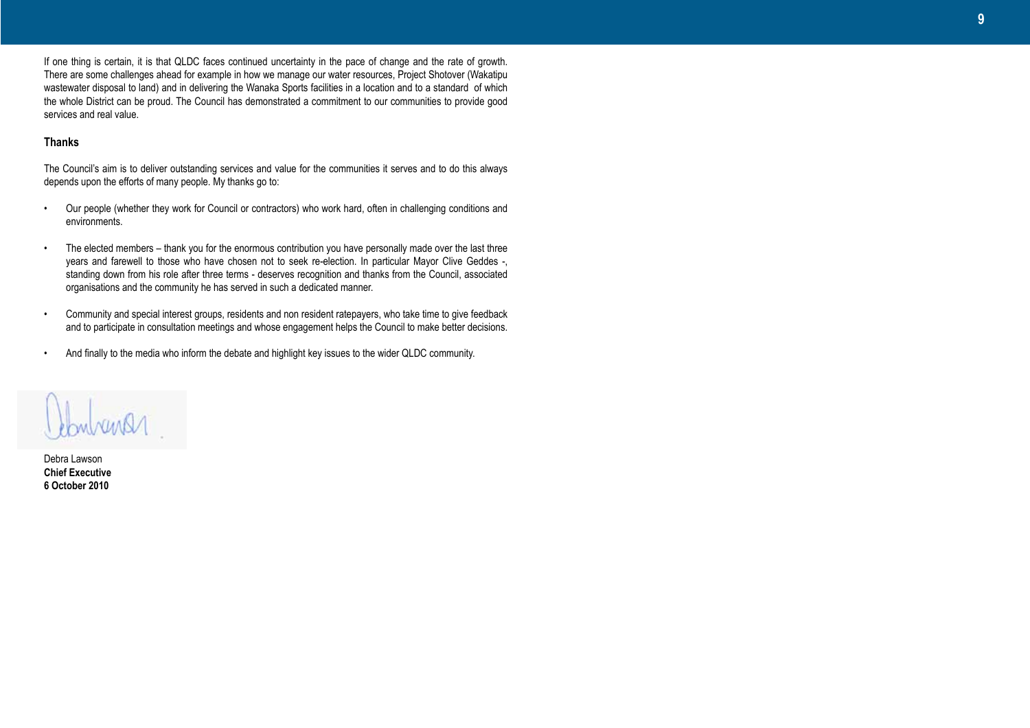If one thing is certain, it is that QLDC faces continued uncertainty in the pace of change and the rate of growth. There are some challenges ahead for example in how we manage our water resources, Project Shotover (Wakatipu wastewater disposal to land) and in delivering the Wanaka Sports facilities in a location and to a standard of which the whole District can be proud. The Council has demonstrated a commitment to our communities to provide good services and real value.

### Thanks

The Council's aim is to deliver outstanding services and value for the communities it serves and to do this always depends upon the efforts of many people. My thanks go to:

- Our people (whether they work for Council or contractors) who work hard, often in challenging conditions and environments.
- The elected members – thank you for the enormous contribution you have personally made over the last three years and farewell to those who have chosen not to seek re-election. In particular Mayor Clive Geddes -, standing down from his role after three terms - deserves recognition and thanks from the Council, associated organisations and the community he has served in such a dedicated manner.
- Community and special interest groups, residents and non resident ratepayers, who take time to give feedback and to participate in consultation meetings and whose engagement helps the Council to make better decisions.
- And finally to the media who inform the debate and highlight key issues to the wider QLDC community.

Debra Lawson
**Chief Executive**
**6 October 2010**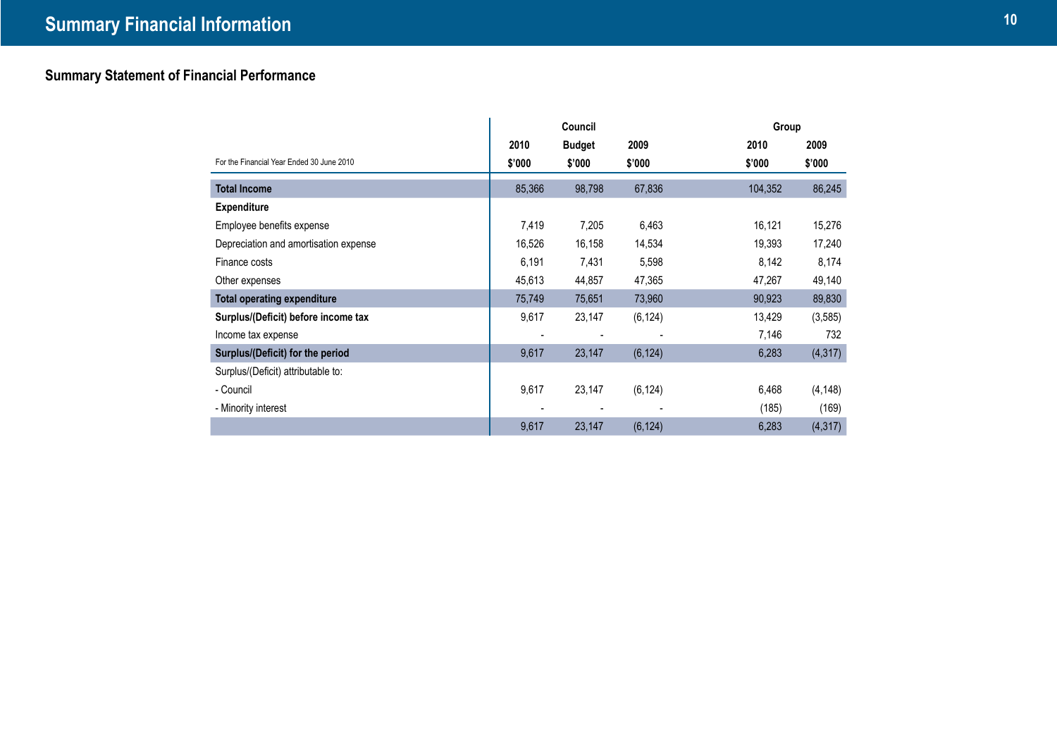# Summary Financial Information

## Summary Statement of Financial Performance

| | Council | | | Group | |
|---|---|---|---|---|---|
| | 2010 | Budget | 2009 | 2010 | 2009 |
| For the Financial Year Ended 30 June 2010 | $'000 | $'000 | $'000 | $'000 | $'000 |
| **Total Income** | 85,366 | 98,798 | 67,836 | 104,352 | 86,245 |
| **Expenditure** | | | | | |
| Employee benefits expense | 7,419 | 7,205 | 6,463 | 16,121 | 15,276 |
| Depreciation and amortisation expense | 16,526 | 16,158 | 14,534 | 19,393 | 17,240 |
| Finance costs | 6,191 | 7,431 | 5,598 | 8,142 | 8,174 |
| Other expenses | 45,613 | 44,857 | 47,365 | 47,267 | 49,140 |
| **Total operating expenditure** | 75,749 | 75,651 | 73,960 | 90,923 | 89,830 |
| **Surplus/(Deficit) before income tax** | 9,617 | 23,147 | (6,124) | 13,429 | (3,585) |
| Income tax expense | - | - | - | 7,146 | 732 |
| **Surplus/(Deficit) for the period** | 9,617 | 23,147 | (6,124) | 6,283 | (4,317) |
| Surplus/(Deficit) attributable to: | | | | | |
| - Council | 9,617 | 23,147 | (6,124) | 6,468 | (4,148) |
| - Minority interest | - | - | - | (185) | (169) |
| | 9,617 | 23,147 | (6,124) | 6,283 | (4,317) |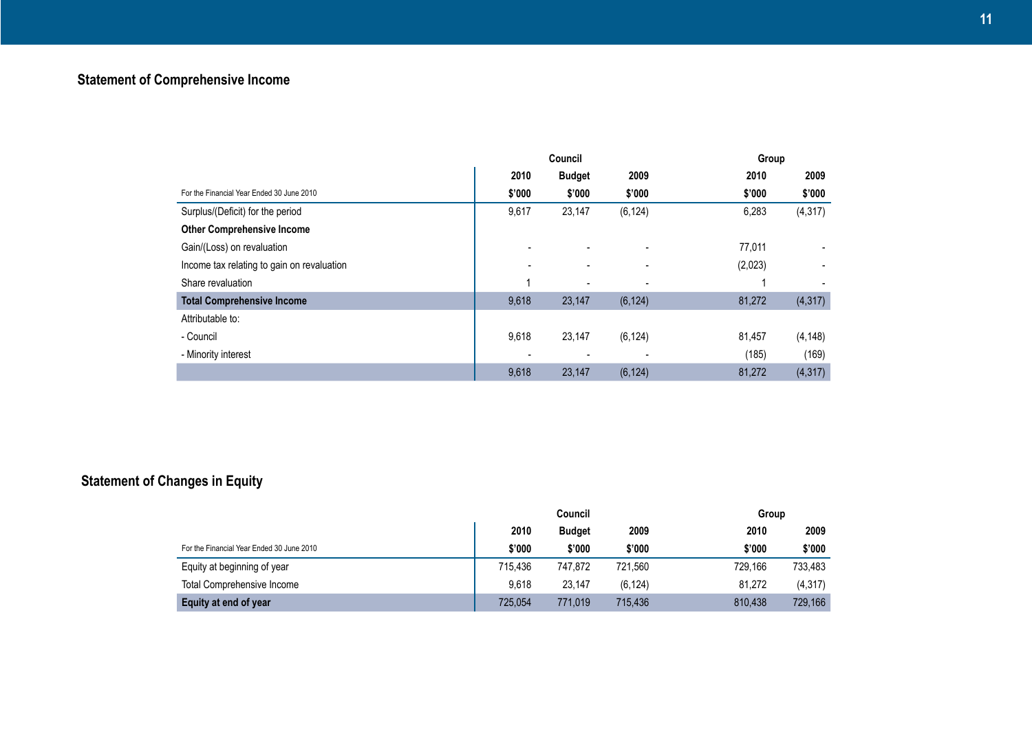## Statement of Comprehensive Income

| | Council | | | Group | |
|---|---|---|---|---|---|
| | 2010 | Budget | 2009 | 2010 | 2009 |
| For the Financial Year Ended 30 June 2010 | $'000 | $'000 | $'000 | $'000 | $'000 |
| Surplus/(Deficit) for the period | 9,617 | 23,147 | (6,124) | 6,283 | (4,317) |
| **Other Comprehensive Income** | | | | | |
| Gain/(Loss) on revaluation | - | - | - | 77,011 | - |
| Income tax relating to gain on revaluation | - | - | - | (2,023) | - |
| Share revaluation | 1 | - | - | 1 | - |
| **Total Comprehensive Income** | 9,618 | 23,147 | (6,124) | 81,272 | (4,317) |
| Attributable to: | | | | | |
| - Council | 9,618 | 23,147 | (6,124) | 81,457 | (4,148) |
| - Minority interest | - | - | - | (185) | (169) |
| | 9,618 | 23,147 | (6,124) | 81,272 | (4,317) |

## Statement of Changes in Equity

| | Council | | | Group | |
|---|---|---|---|---|---|
| | 2010 | Budget | 2009 | 2010 | 2009 |
| For the Financial Year Ended 30 June 2010 | $'000 | $'000 | $'000 | $'000 | $'000 |
| Equity at beginning of year | 715,436 | 747,872 | 721,560 | 729,166 | 733,483 |
| Total Comprehensive Income | 9,618 | 23,147 | (6,124) | 81,272 | (4,317) |
| **Equity at end of year** | 725,054 | 771,019 | 715,436 | 810,438 | 729,166 |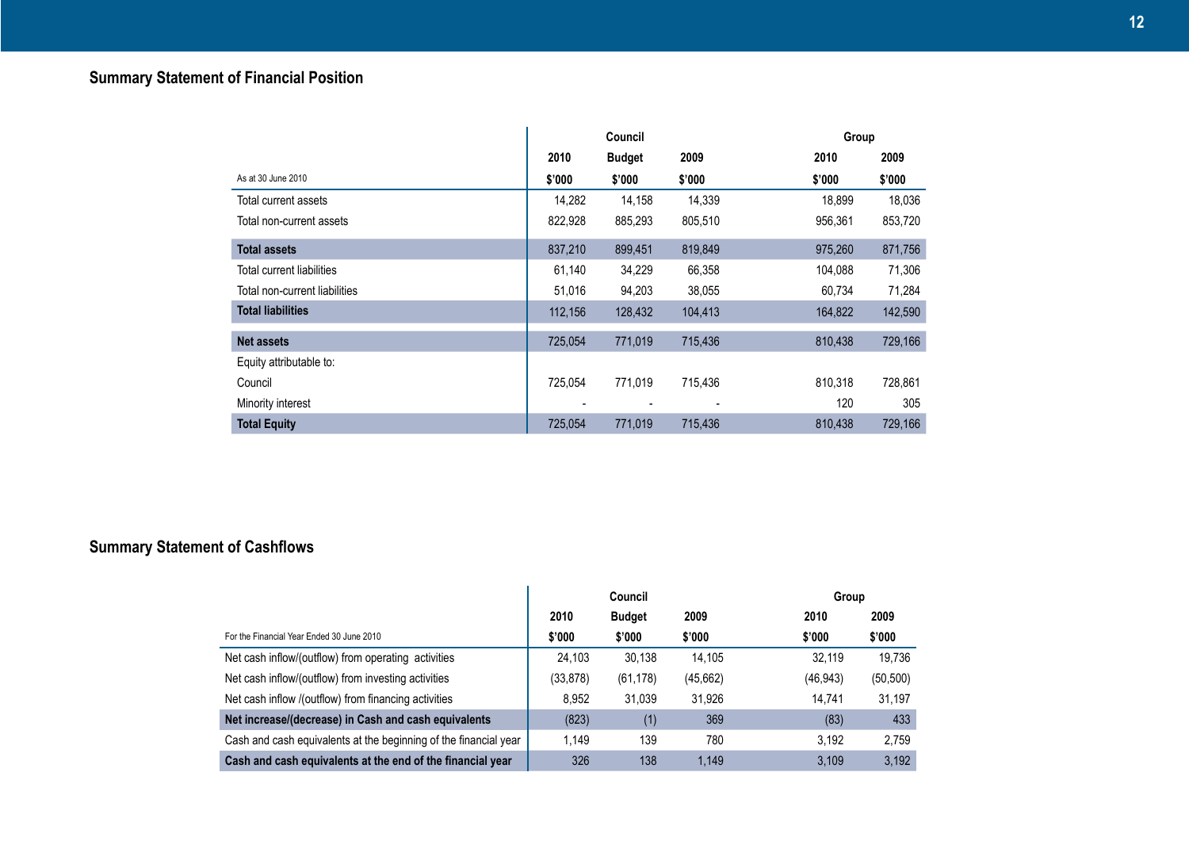## Summary Statement of Financial Position

| | Council | | | Group | |
|---|---|---|---|---|---|
| | 2010 | Budget | 2009 | 2010 | 2009 |
| As at 30 June 2010 | $'000 | $'000 | $'000 | $'000 | $'000 |
| Total current assets | 14,282 | 14,158 | 14,339 | 18,899 | 18,036 |
| Total non-current assets | 822,928 | 885,293 | 805,510 | 956,361 | 853,720 |
| **Total assets** | 837,210 | 899,451 | 819,849 | 975,260 | 871,756 |
| Total current liabilities | 61,140 | 34,229 | 66,358 | 104,088 | 71,306 |
| Total non-current liabilities | 51,016 | 94,203 | 38,055 | 60,734 | 71,284 |
| **Total liabilities** | 112,156 | 128,432 | 104,413 | 164,822 | 142,590 |
| **Net assets** | 725,054 | 771,019 | 715,436 | 810,438 | 729,166 |
| Equity attributable to: | | | | | |
| Council | 725,054 | 771,019 | 715,436 | 810,318 | 728,861 |
| Minority interest | - | - | - | 120 | 305 |
| **Total Equity** | 725,054 | 771,019 | 715,436 | 810,438 | 729,166 |

## Summary Statement of Cashflows

| | Council | | | Group | |
|---|---|---|---|---|---|
| | 2010 | Budget | 2009 | 2010 | 2009 |
| For the Financial Year Ended 30 June 2010 | $'000 | $'000 | $'000 | $'000 | $'000 |
| Net cash inflow/(outflow) from operating activities | 24,103 | 30,138 | 14,105 | 32,119 | 19,736 |
| Net cash inflow/(outflow) from investing activities | (33,878) | (61,178) | (45,662) | (46,943) | (50,500) |
| Net cash inflow /(outflow) from financing activities | 8,952 | 31,039 | 31,926 | 14,741 | 31,197 |
| **Net increase/(decrease) in Cash and cash equivalents** | (823) | (1) | 369 | (83) | 433 |
| Cash and cash equivalents at the beginning of the financial year | 1,149 | 139 | 780 | 3,192 | 2,759 |
| **Cash and cash equivalents at the end of the financial year** | 326 | 138 | 1,149 | 3,109 | 3,192 |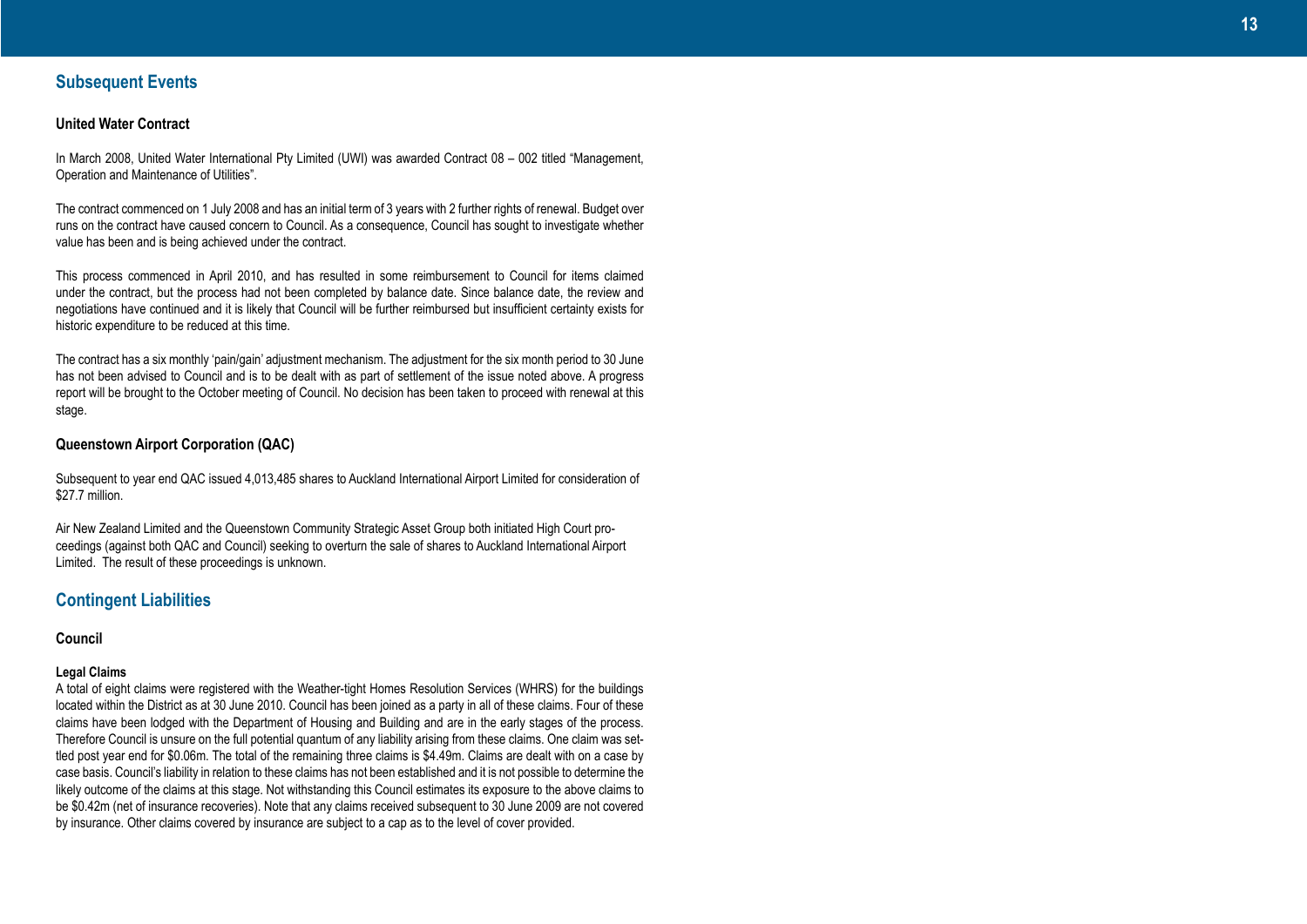## Subsequent Events

### United Water Contract

In March 2008, United Water International Pty Limited (UWI) was awarded Contract 08 – 002 titled "Management, Operation and Maintenance of Utilities".

The contract commenced on 1 July 2008 and has an initial term of 3 years with 2 further rights of renewal. Budget over runs on the contract have caused concern to Council. As a consequence, Council has sought to investigate whether value has been and is being achieved under the contract.

This process commenced in April 2010, and has resulted in some reimbursement to Council for items claimed under the contract, but the process had not been completed by balance date. Since balance date, the review and negotiations have continued and it is likely that Council will be further reimbursed but insufficient certainty exists for historic expenditure to be reduced at this time.

The contract has a six monthly 'pain/gain' adjustment mechanism. The adjustment for the six month period to 30 June has not been advised to Council and is to be dealt with as part of settlement of the issue noted above. A progress report will be brought to the October meeting of Council. No decision has been taken to proceed with renewal at this stage.

### Queenstown Airport Corporation (QAC)

Subsequent to year end QAC issued 4,013,485 shares to Auckland International Airport Limited for consideration of $27.7 million.

Air New Zealand Limited and the Queenstown Community Strategic Asset Group both initiated High Court proceedings (against both QAC and Council) seeking to overturn the sale of shares to Auckland International Airport Limited. The result of these proceedings is unknown.

## Contingent Liabilities

### Council

#### Legal Claims

A total of eight claims were registered with the Weather-tight Homes Resolution Services (WHRS) for the buildings located within the District as at 30 June 2010. Council has been joined as a party in all of these claims. Four of these claims have been lodged with the Department of Housing and Building and are in the early stages of the process. Therefore Council is unsure on the full potential quantum of any liability arising from these claims. One claim was settled post year end for $0.06m. The total of the remaining three claims is $4.49m. Claims are dealt with on a case by case basis. Council's liability in relation to these claims has not been established and it is not possible to determine the likely outcome of the claims at this stage. Not withstanding this Council estimates its exposure to the above claims to be $0.42m (net of insurance recoveries). Note that any claims received subsequent to 30 June 2009 are not covered by insurance. Other claims covered by insurance are subject to a cap as to the level of cover provided.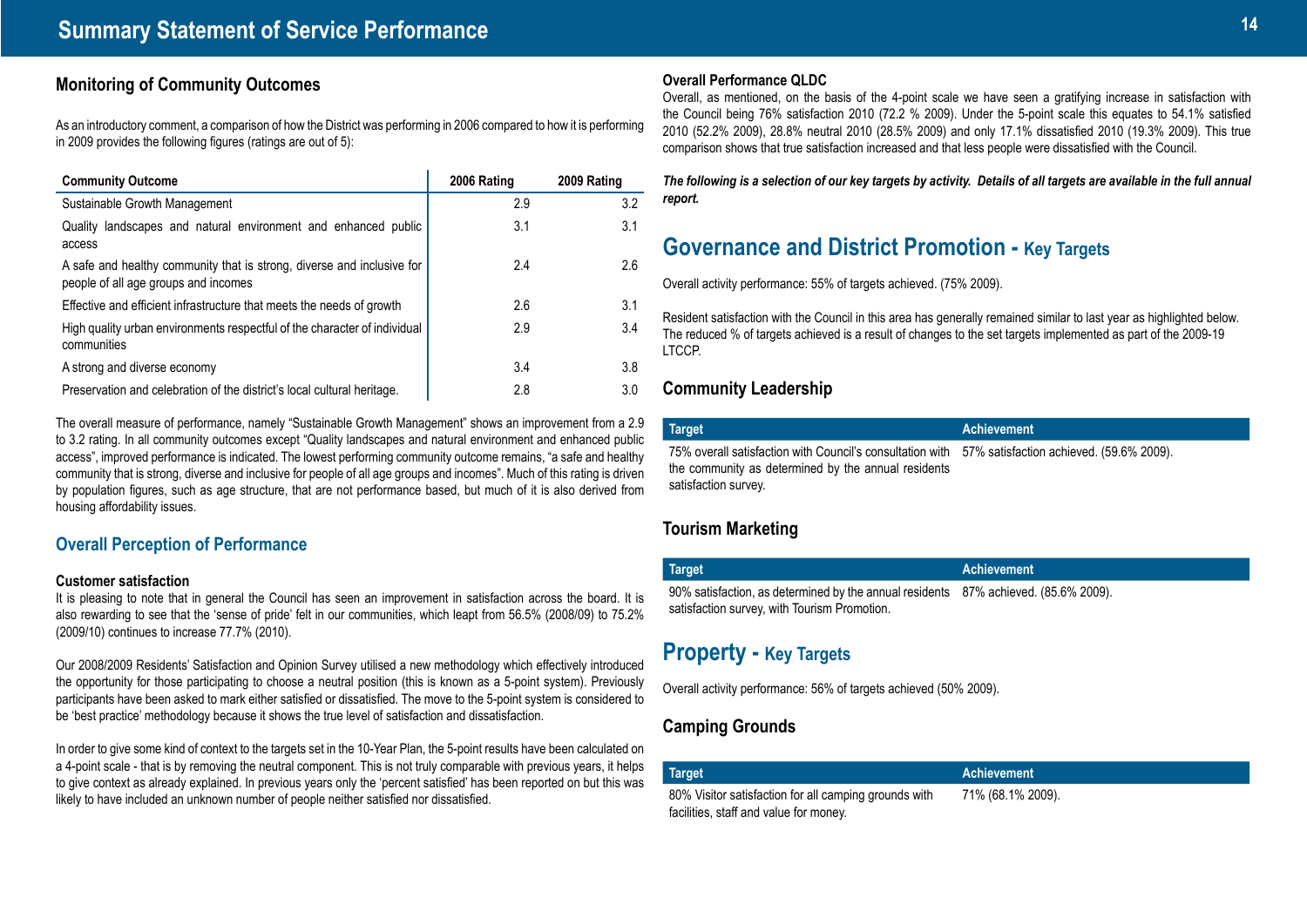# Summary Statement of Service Performance

## Monitoring of Community Outcomes

As an introductory comment, a comparison of how the District was performing in 2006 compared to how it is performing in 2009 provides the following figures (ratings are out of 5):

| Community Outcome | 2006 Rating | 2009 Rating |
|---|---|---|
| Sustainable Growth Management | 2.9 | 3.2 |
| Quality landscapes and natural environment and enhanced public access | 3.1 | 3.1 |
| A safe and healthy community that is strong, diverse and inclusive for people of all age groups and incomes | 2.4 | 2.6 |
| Effective and efficient infrastructure that meets the needs of growth | 2.6 | 3.1 |
| High quality urban environments respectful of the character of individual communities | 2.9 | 3.4 |
| A strong and diverse economy | 3.4 | 3.8 |
| Preservation and celebration of the district's local cultural heritage. | 2.8 | 3.0 |

The overall measure of performance, namely "Sustainable Growth Management" shows an improvement from a 2.9 to 3.2 rating. In all community outcomes except "Quality landscapes and natural environment and enhanced public access", improved performance is indicated. The lowest performing community outcome remains, "a safe and healthy community that is strong, diverse and inclusive for people of all age groups and incomes". Much of this rating is driven by population figures, such as age structure, that are not performance based, but much of it is also derived from housing affordability issues.

## Overall Perception of Performance

### Customer satisfaction

It is pleasing to note that in general the Council has seen an improvement in satisfaction across the board. It is also rewarding to see that the 'sense of pride' felt in our communities, which leapt from 56.5% (2008/09) to 75.2% (2009/10) continues to increase 77.7% (2010).

Our 2008/2009 Residents' Satisfaction and Opinion Survey utilised a new methodology which effectively introduced the opportunity for those participating to choose a neutral position (this is known as a 5-point system). Previously participants have been asked to mark either satisfied or dissatisfied. The move to the 5-point system is considered to be 'best practice' methodology because it shows the true level of satisfaction and dissatisfaction.

In order to give some kind of context to the targets set in the 10-Year Plan, the 5-point results have been calculated on a 4-point scale - that is by removing the neutral component. This is not truly comparable with previous years, it helps to give context as already explained. In previous years only the 'percent satisfied' has been reported on but this was likely to have included an unknown number of people neither satisfied nor dissatisfied.

### Overall Performance QLDC

Overall, as mentioned, on the basis of the 4-point scale we have seen a gratifying increase in satisfaction with the Council being 76% satisfaction 2010 (72.2 % 2009). Under the 5-point scale this equates to 54.1% satisfied 2010 (52.2% 2009), 28.8% neutral 2010 (28.5% 2009) and only 17.1% dissatisfied 2010 (19.3% 2009). This true comparison shows that true satisfaction increased and that less people were dissatisfied with the Council.

***The following is a selection of our key targets by activity. Details of all targets are available in the full annual report.***

## Governance and District Promotion - Key Targets

Overall activity performance: 55% of targets achieved. (75% 2009).

Resident satisfaction with the Council in this area has generally remained similar to last year as highlighted below. The reduced % of targets achieved is a result of changes to the set targets implemented as part of the 2009-19 LTCCP.

### Community Leadership

| Target | Achievement |
|---|---|
| 75% overall satisfaction with Council's consultation with the community as determined by the annual residents satisfaction survey. | 57% satisfaction achieved. (59.6% 2009). |

### Tourism Marketing

| Target | Achievement |
|---|---|
| 90% satisfaction, as determined by the annual residents satisfaction survey, with Tourism Promotion. | 87% achieved. (85.6% 2009). |

## Property - Key Targets

Overall activity performance: 56% of targets achieved (50% 2009).

### Camping Grounds

| Target | Achievement |
|---|---|
| 80% Visitor satisfaction for all camping grounds with facilities, staff and value for money. | 71% (68.1% 2009). |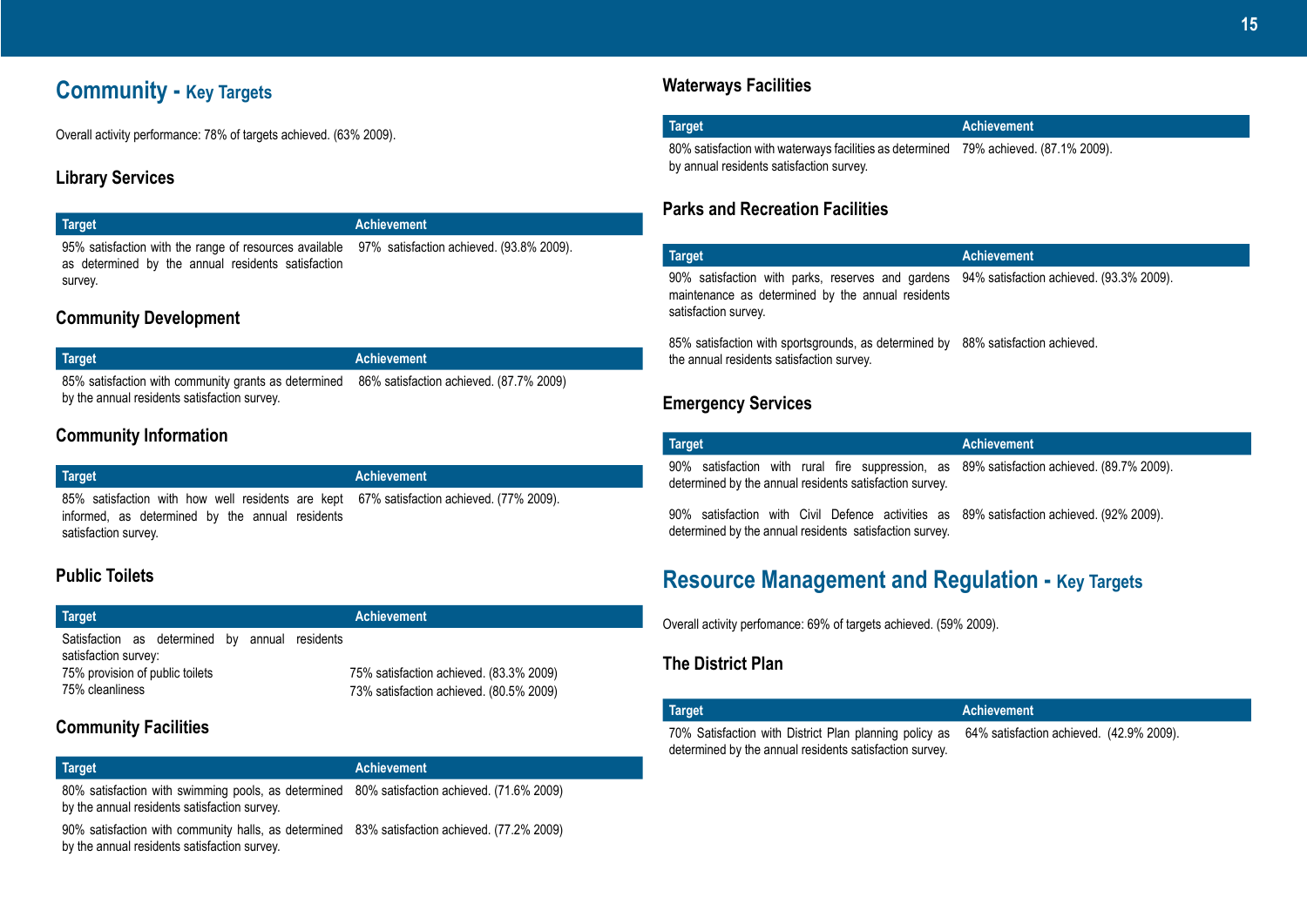## Community - Key Targets

Overall activity performance: 78% of targets achieved. (63% 2009).

### Library Services

| Target | Achievement |
|---|---|
| 95% satisfaction with the range of resources available as determined by the annual residents satisfaction survey. | 97% satisfaction achieved. (93.8% 2009). |

### Community Development

| Target | Achievement |
|---|---|
| 85% satisfaction with community grants as determined by the annual residents satisfaction survey. | 86% satisfaction achieved. (87.7% 2009) |

### Community Information

| Target | Achievement |
|---|---|
| 85% satisfaction with how well residents are kept informed, as determined by the annual residents satisfaction survey. | 67% satisfaction achieved. (77% 2009). |

### Public Toilets

| Target | Achievement |
|---|---|
| Satisfaction as determined by annual residents satisfaction survey: | |
| 75% provision of public toilets | 75% satisfaction achieved. (83.3% 2009) |
| 75% cleanliness | 73% satisfaction achieved. (80.5% 2009) |

### Community Facilities

| Target | Achievement |
|---|---|
| 80% satisfaction with swimming pools, as determined by the annual residents satisfaction survey. | 80% satisfaction achieved. (71.6% 2009) |
| 90% satisfaction with community halls, as determined by the annual residents satisfaction survey. | 83% satisfaction achieved. (77.2% 2009) |

### Waterways Facilities

| Target | Achievement |
|---|---|
| 80% satisfaction with waterways facilities as determined by annual residents satisfaction survey. | 79% achieved. (87.1% 2009). |

### Parks and Recreation Facilities

| Target | Achievement |
|---|---|
| 90% satisfaction with parks, reserves and gardens maintenance as determined by the annual residents satisfaction survey. | 94% satisfaction achieved. (93.3% 2009). |
| 85% satisfaction with sportsgrounds, as determined by the annual residents satisfaction survey. | 88% satisfaction achieved. |

### Emergency Services

| Target | Achievement |
|---|---|
| 90% satisfaction with rural fire suppression, as determined by the annual residents satisfaction survey. | 89% satisfaction achieved. (89.7% 2009). |
| 90% satisfaction with Civil Defence activities as determined by the annual residents satisfaction survey. | 89% satisfaction achieved. (92% 2009). |

## Resource Management and Regulation - Key Targets

Overall activity perfomance: 69% of targets achieved. (59% 2009).

### The District Plan

| Target | Achievement |
|---|---|
| 70% Satisfaction with District Plan planning policy as determined by the annual residents satisfaction survey. | 64% satisfaction achieved. (42.9% 2009). |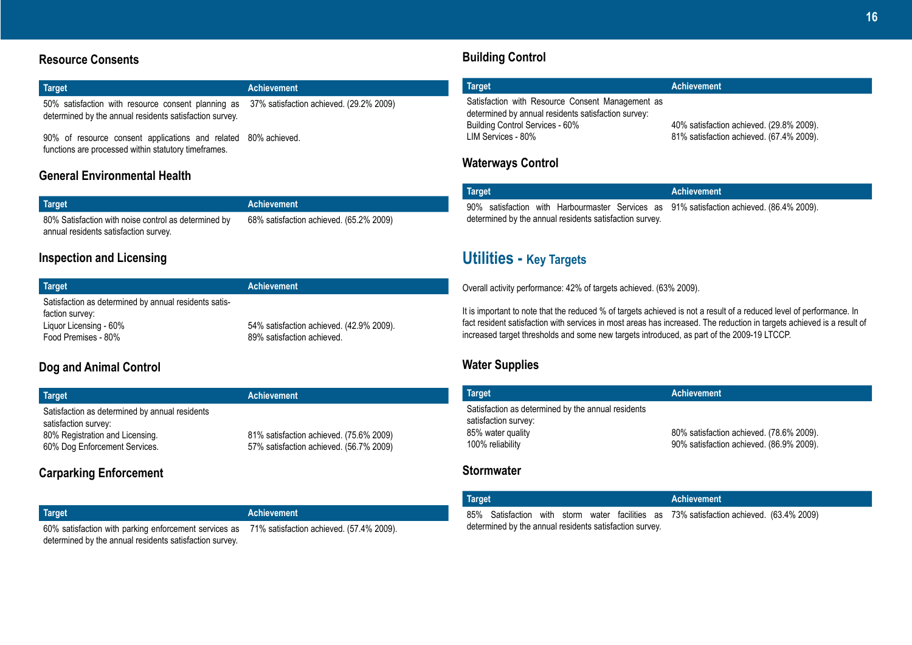## Resource Consents

| Target | Achievement |
|---|---|
| 50% satisfaction with resource consent planning as determined by the annual residents satisfaction survey. | 37% satisfaction achieved. (29.2% 2009) |
| 90% of resource consent applications and related functions are processed within statutory timeframes. | 80% achieved. |

## General Environmental Health

| Target | Achievement |
|---|---|
| 80% Satisfaction with noise control as determined by annual residents satisfaction survey. | 68% satisfaction achieved. (65.2% 2009) |

## Inspection and Licensing

| Target | Achievement |
|---|---|
| Satisfaction as determined by annual residents satisfaction survey: | |
| Liquor Licensing - 60% | 54% satisfaction achieved. (42.9% 2009). |
| Food Premises - 80% | 89% satisfaction achieved. |

## Dog and Animal Control

| Target | Achievement |
|---|---|
| Satisfaction as determined by annual residents satisfaction survey: | |
| 80% Registration and Licensing. | 81% satisfaction achieved. (75.6% 2009) |
| 60% Dog Enforcement Services. | 57% satisfaction achieved. (56.7% 2009) |

## Carparking Enforcement

| Target | Achievement |
|---|---|
| 60% satisfaction with parking enforcement services as determined by the annual residents satisfaction survey. | 71% satisfaction achieved. (57.4% 2009). |

## Building Control

| Target | Achievement |
|---|---|
| Satisfaction with Resource Consent Management as determined by annual residents satisfaction survey: | |
| Building Control Services - 60% | 40% satisfaction achieved. (29.8% 2009). |
| LIM Services - 80% | 81% satisfaction achieved. (67.4% 2009). |

## Waterways Control

| Target | Achievement |
|---|---|
| 90% satisfaction with Harbourmaster Services as determined by the annual residents satisfaction survey. | 91% satisfaction achieved. (86.4% 2009). |

# Utilities - Key Targets

Overall activity performance: 42% of targets achieved. (63% 2009).

It is important to note that the reduced % of targets achieved is not a result of a reduced level of performance. In fact resident satisfaction with services in most areas has increased. The reduction in targets achieved is a result of increased target thresholds and some new targets introduced, as part of the 2009-19 LTCCP.

## Water Supplies

| Target | Achievement |
|---|---|
| Satisfaction as determined by the annual residents satisfaction survey: | |
| 85% water quality | 80% satisfaction achieved. (78.6% 2009). |
| 100% reliability | 90% satisfaction achieved. (86.9% 2009). |

## Stormwater

| Target | Achievement |
|---|---|
| 85% Satisfaction with storm water facilities as determined by the annual residents satisfaction survey. | 73% satisfaction achieved. (63.4% 2009) |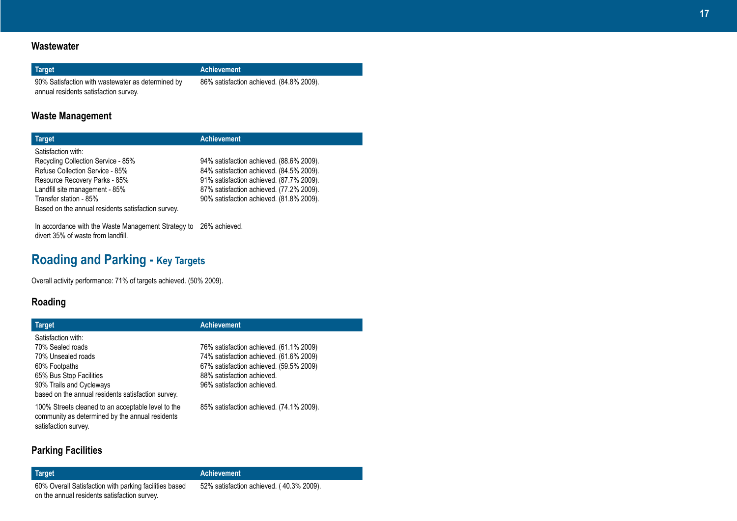### Wastewater

| Target | Achievement |
| --- | --- |
| 90% Satisfaction with wastewater as determined by annual residents satisfaction survey. | 86% satisfaction achieved. (84.8% 2009). |

### Waste Management

| Target | Achievement |
| --- | --- |
| Satisfaction with: | |
| Recycling Collection Service - 85% | 94% satisfaction achieved. (88.6% 2009). |
| Refuse Collection Service - 85% | 84% satisfaction achieved. (84.5% 2009). |
| Resource Recovery Parks - 85% | 91% satisfaction achieved. (87.7% 2009). |
| Landfill site management - 85% | 87% satisfaction achieved. (77.2% 2009). |
| Transfer station - 85% | 90% satisfaction achieved. (81.8% 2009). |
| Based on the annual residents satisfaction survey. | |
| In accordance with the Waste Management Strategy to divert 35% of waste from landfill. | 26% achieved. |

## Roading and Parking - Key Targets

Overall activity performance: 71% of targets achieved. (50% 2009).

### Roading

| Target | Achievement |
| --- | --- |
| Satisfaction with: | |
| 70% Sealed roads | 76% satisfaction achieved. (61.1% 2009) |
| 70% Unsealed roads | 74% satisfaction achieved. (61.6% 2009) |
| 60% Footpaths | 67% satisfaction achieved. (59.5% 2009) |
| 65% Bus Stop Facilities | 88% satisfaction achieved. |
| 90% Trails and Cycleways | 96% satisfaction achieved. |
| based on the annual residents satisfaction survey. | |
| 100% Streets cleaned to an acceptable level to the community as determined by the annual residents satisfaction survey. | 85% satisfaction achieved. (74.1% 2009). |

### Parking Facilities

| Target | Achievement |
| --- | --- |
| 60% Overall Satisfaction with parking facilities based on the annual residents satisfaction survey. | 52% satisfaction achieved. ( 40.3% 2009). |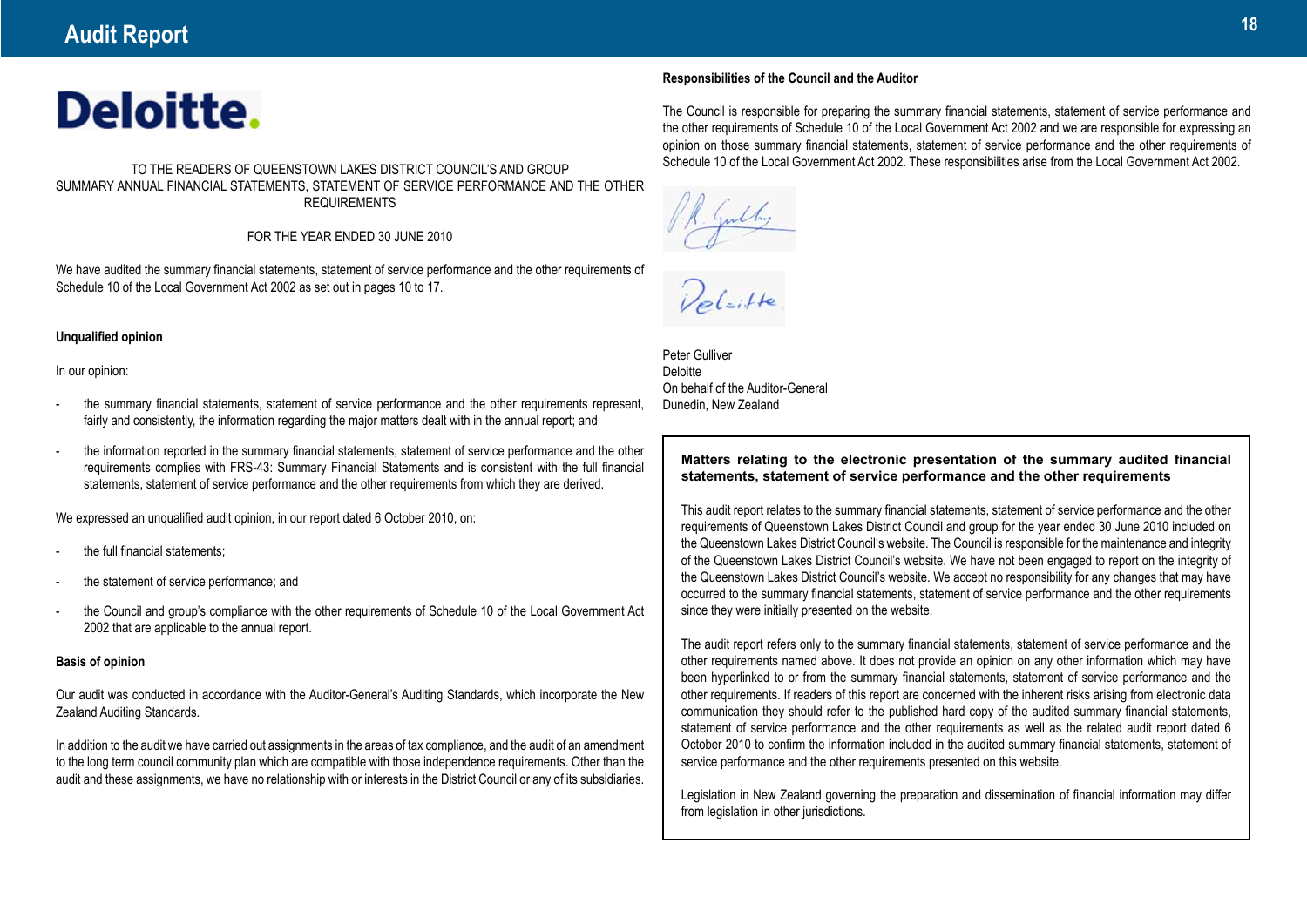# Audit Report

**Deloitte.**

TO THE READERS OF QUEENSTOWN LAKES DISTRICT COUNCIL'S AND GROUP SUMMARY ANNUAL FINANCIAL STATEMENTS, STATEMENT OF SERVICE PERFORMANCE AND THE OTHER REQUIREMENTS

FOR THE YEAR ENDED 30 JUNE 2010

We have audited the summary financial statements, statement of service performance and the other requirements of Schedule 10 of the Local Government Act 2002 as set out in pages 10 to 17.

**Unqualified opinion**

In our opinion:

- the summary financial statements, statement of service performance and the other requirements represent, fairly and consistently, the information regarding the major matters dealt with in the annual report; and
- the information reported in the summary financial statements, statement of service performance and the other requirements complies with FRS-43: Summary Financial Statements and is consistent with the full financial statements, statement of service performance and the other requirements from which they are derived.

We expressed an unqualified audit opinion, in our report dated 6 October 2010, on:

- the full financial statements;
- the statement of service performance; and
- the Council and group's compliance with the other requirements of Schedule 10 of the Local Government Act 2002 that are applicable to the annual report.

**Basis of opinion**

Our audit was conducted in accordance with the Auditor-General's Auditing Standards, which incorporate the New Zealand Auditing Standards.

In addition to the audit we have carried out assignments in the areas of tax compliance, and the audit of an amendment to the long term council community plan which are compatible with those independence requirements. Other than the audit and these assignments, we have no relationship with or interests in the District Council or any of its subsidiaries.

**Responsibilities of the Council and the Auditor**

The Council is responsible for preparing the summary financial statements, statement of service performance and the other requirements of Schedule 10 of the Local Government Act 2002 and we are responsible for expressing an opinion on those summary financial statements, statement of service performance and the other requirements of Schedule 10 of the Local Government Act 2002. These responsibilities arise from the Local Government Act 2002.

Peter Gulliver
Deloitte
On behalf of the Auditor-General
Dunedin, New Zealand

**Matters relating to the electronic presentation of the summary audited financial statements, statement of service performance and the other requirements**

This audit report relates to the summary financial statements, statement of service performance and the other requirements of Queenstown Lakes District Council and group for the year ended 30 June 2010 included on the Queenstown Lakes District Council's website. The Council is responsible for the maintenance and integrity of the Queenstown Lakes District Council's website. We have not been engaged to report on the integrity of the Queenstown Lakes District Council's website. We accept no responsibility for any changes that may have occurred to the summary financial statements, statement of service performance and the other requirements since they were initially presented on the website.

The audit report refers only to the summary financial statements, statement of service performance and the other requirements named above. It does not provide an opinion on any other information which may have been hyperlinked to or from the summary financial statements, statement of service performance and the other requirements. If readers of this report are concerned with the inherent risks arising from electronic data communication they should refer to the published hard copy of the audited summary financial statements, statement of service performance and the other requirements as well as the related audit report dated 6 October 2010 to confirm the information included in the audited summary financial statements, statement of service performance and the other requirements presented on this website.

Legislation in New Zealand governing the preparation and dissemination of financial information may differ from legislation in other jurisdictions.